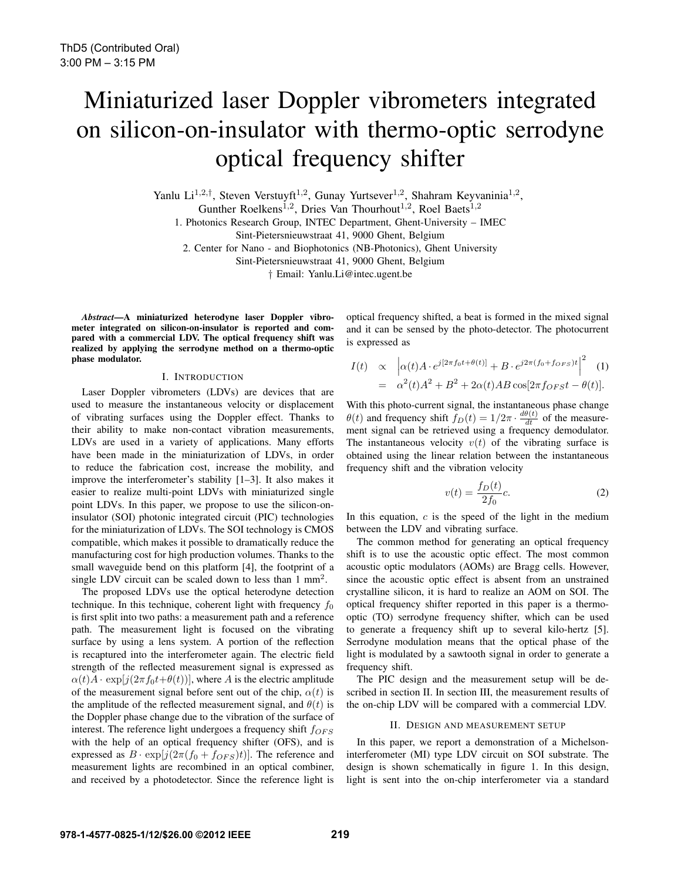# Miniaturized laser Doppler vibrometers integrated on silicon-on-insulator with thermo-optic serrodyne optical frequency shifter

Yanlu Li[1,2,†], Steven Verstuyft[1,2], Gunay Yurtsever[1,2], Shahram Keyvaninia[1,2], Gunther Roelkens[1,2], Dries Van Thourhout[1,2], Roel Baets[1,2]

1. Photonics Research Group, INTEC Department, Ghent-University – IMEC Sint-Pietersnieuwstraat 41, 9000 Ghent, Belgium

2. Center for Nano - and Biophotonics (NB-Photonics), Ghent University Sint-Pietersnieuwstraat 41, 9000 Ghent, Belgium

† Email: Yanlu.Li@intec.ugent.be

***Abstract*—A miniaturized heterodyne laser Doppler vibrometer integrated on silicon-on-insulator is reported and compared with a commercial LDV. The optical frequency shift was realized by applying the serrodyne method on a thermo-optic phase modulator.**

## I. Introduction

Laser Doppler vibrometers (LDVs) are devices that are used to measure the instantaneous velocity or displacement of vibrating surfaces using the Doppler effect. Thanks to their ability to make non-contact vibration measurements, LDVs are used in a variety of applications. Many efforts have been made in the miniaturization of LDVs, in order to reduce the fabrication cost, increase the mobility, and improve the interferometer's stability [1–3]. It also makes it easier to realize multi-point LDVs with miniaturized single point LDVs. In this paper, we propose to use the silicon-on-insulator (SOI) photonic integrated circuit (PIC) technologies for the miniaturization of LDVs. The SOI technology is CMOS compatible, which makes it possible to dramatically reduce the manufacturing cost for high production volumes. Thanks to the small waveguide bend on this platform [4], the footprint of a single LDV circuit can be scaled down to less than 1 $mm^2$.

The proposed LDVs use the optical heterodyne detection technique. In this technique, coherent light with frequency $f_0$ is first split into two paths: a measurement path and a reference path. The measurement light is focused on the vibrating surface by using a lens system. A portion of the reflection is recaptured into the interferometer again. The electric field strength of the reflected measurement signal is expressed as $\alpha(t)A \cdot \exp[j(2\pi f_0 t + \theta(t))]$, where $A$ is the electric amplitude of the measurement signal before sent out of the chip, $\alpha(t)$ is the amplitude of the reflected measurement signal, and $\theta(t)$ is the Doppler phase change due to the vibration of the surface of interest. The reference light undergoes a frequency shift $f_{OFS}$ with the help of an optical frequency shifter (OFS), and is expressed as $B \cdot \exp[j(2\pi(f_0 + f_{OFS})t)]$. The reference and measurement lights are recombined in an optical combiner, and received by a photodetector. Since the reference light is optical frequency shifted, a beat is formed in the mixed signal and it can be sensed by the photo-detector. The photocurrent is expressed as

$$\begin{aligned} I(t) &\propto \left|\alpha(t)A \cdot e^{j[2\pi f_0 t + \theta(t)]} + B \cdot e^{j2\pi(f_0 + f_{OFS})t}\right|^2 \quad (1) \\ &= \alpha^2(t)A^2 + B^2 + 2\alpha(t)AB\cos[2\pi f_{OFS}t - \theta(t)]. \end{aligned}$$

With this photo-current signal, the instantaneous phase change $\theta(t)$ and frequency shift $f_D(t) = 1/2\pi \cdot \frac{d\theta(t)}{dt}$ of the measurement signal can be retrieved using a frequency demodulator. The instantaneous velocity $v(t)$ of the vibrating surface is obtained using the linear relation between the instantaneous frequency shift and the vibration velocity

$$v(t) = \frac{f_D(t)}{2f_0}c. \quad (2)$$

In this equation, $c$ is the speed of the light in the medium between the LDV and vibrating surface.

The common method for generating an optical frequency shift is to use the acoustic optic effect. The most common acoustic optic modulators (AOMs) are Bragg cells. However, since the acoustic optic effect is absent from an unstrained crystalline silicon, it is hard to realize an AOM on SOI. The optical frequency shifter reported in this paper is a thermo-optic (TO) serrodyne frequency shifter, which can be used to generate a frequency shift up to several kilo-hertz [5]. Serrodyne modulation means that the optical phase of the light is modulated by a sawtooth signal in order to generate a frequency shift.

The PIC design and the measurement setup will be described in section II. In section III, the measurement results of the on-chip LDV will be compared with a commercial LDV.

## II. Design and measurement setup

In this paper, we report a demonstration of a Michelson-interferometer (MI) type LDV circuit on SOI substrate. The design is shown schematically in figure 1. In this design, light is sent into the on-chip interferometer via a standard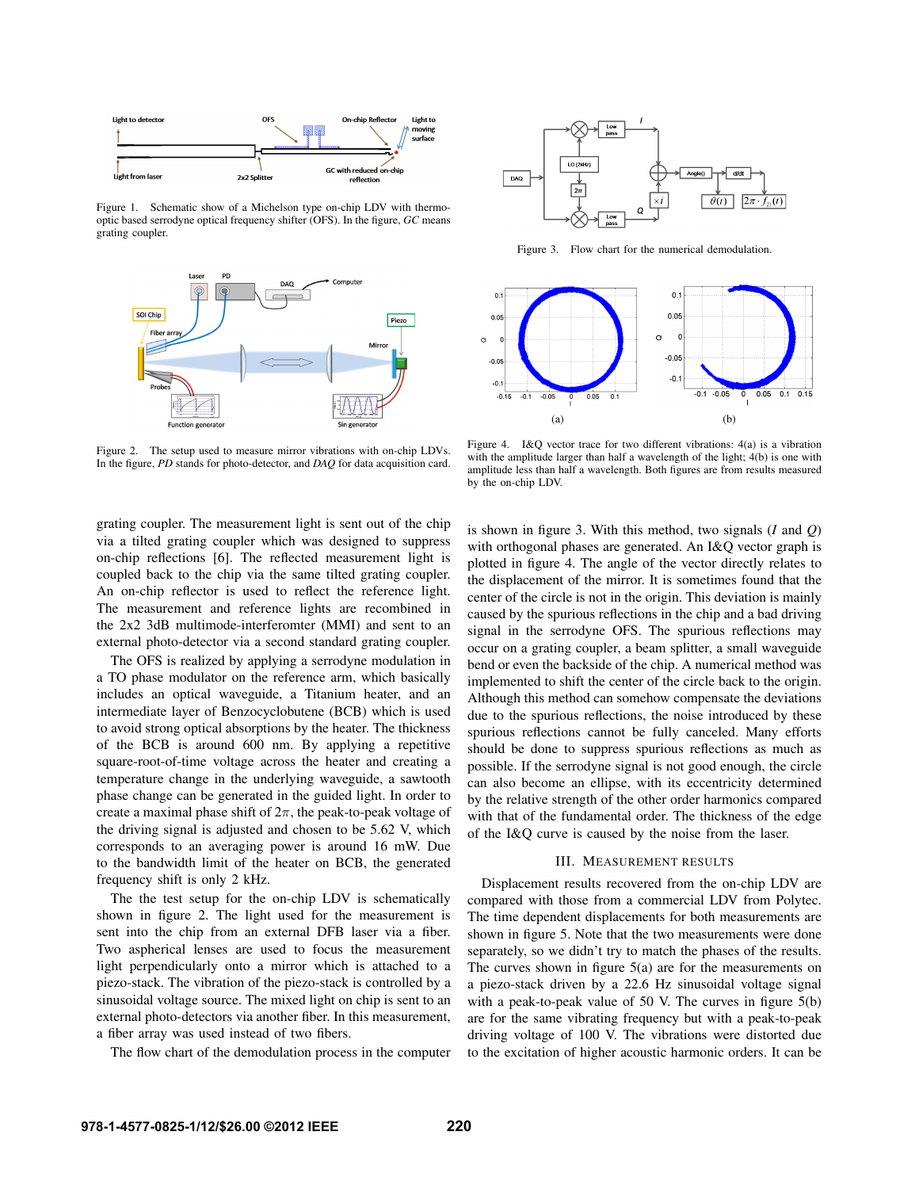Figure 1. Schematic show of a Michelson type on-chip LDV with thermo-optic based serrodyne optical frequency shifter (OFS). In the figure, *GC* means grating coupler.

Figure 2. The setup used to measure mirror vibrations with on-chip LDVs. In the figure, *PD* stands for photo-detector, and *DAQ* for data acquisition card.

grating coupler. The measurement light is sent out of the chip via a tilted grating coupler which was designed to suppress on-chip reflections [6]. The reflected measurement light is coupled back to the chip via the same tilted grating coupler. An on-chip reflector is used to reflect the reference light. The measurement and reference lights are recombined in the 2x2 3dB multimode-interferomter (MMI) and sent to an external photo-detector via a second standard grating coupler.

The OFS is realized by applying a serrodyne modulation in a TO phase modulator on the reference arm, which basically includes an optical waveguide, a Titanium heater, and an intermediate layer of Benzocyclobutene (BCB) which is used to avoid strong optical absorptions by the heater. The thickness of the BCB is around 600 nm. By applying a repetitive square-root-of-time voltage across the heater and creating a temperature change in the underlying waveguide, a sawtooth phase change can be generated in the guided light. In order to create a maximal phase shift of $2\pi$, the peak-to-peak voltage of the driving signal is adjusted and chosen to be 5.62 V, which corresponds to an averaging power is around 16 mW. Due to the bandwidth limit of the heater on BCB, the generated frequency shift is only 2 kHz.

The the test setup for the on-chip LDV is schematically shown in figure 2. The light used for the measurement is sent into the chip from an external DFB laser via a fiber. Two aspherical lenses are used to focus the measurement light perpendicularly onto a mirror which is attached to a piezo-stack. The vibration of the piezo-stack is controlled by a sinusoidal voltage source. The mixed light on chip is sent to an external photo-detectors via another fiber. In this measurement, a fiber array was used instead of two fibers.

The flow chart of the demodulation process in the computer is shown in figure 3. With this method, two signals ($I$ and $Q$) with orthogonal phases are generated. An I&Q vector graph is plotted in figure 4. The angle of the vector directly relates to the displacement of the mirror. It is sometimes found that the center of the circle is not in the origin. This deviation is mainly caused by the spurious reflections in the chip and a bad driving signal in the serrodyne OFS. The spurious reflections may occur on a grating coupler, a beam splitter, a small waveguide bend or even the backside of the chip. A numerical method was implemented to shift the center of the circle back to the origin. Although this method can somehow compensate the deviations due to the spurious reflections, the noise introduced by these spurious reflections cannot be fully canceled. Many efforts should be done to suppress spurious reflections as much as possible. If the serrodyne signal is not good enough, the circle can also become an ellipse, with its eccentricity determined by the relative strength of the other order harmonics compared with that of the fundamental order. The thickness of the edge of the I&Q curve is caused by the noise from the laser.

Figure 3. Flow chart for the numerical demodulation.

Figure 4. I&Q vector trace for two different vibrations: 4(a) is a vibration with the amplitude larger than half a wavelength of the light; 4(b) is one with amplitude less than half a wavelength. Both figures are from results measured by the on-chip LDV.

## III. MEASUREMENT RESULTS

Displacement results recovered from the on-chip LDV are compared with those from a commercial LDV from Polytec. The time dependent displacements for both measurements are shown in figure 5. Note that the two measurements were done separately, so we didn't try to match the phases of the results. The curves shown in figure 5(a) are for the measurements on a piezo-stack driven by a 22.6 Hz sinusoidal voltage signal with a peak-to-peak value of 50 V. The curves in figure 5(b) are for the same vibrating frequency but with a peak-to-peak driving voltage of 100 V. The vibrations were distorted due to the excitation of higher acoustic harmonic orders. It can be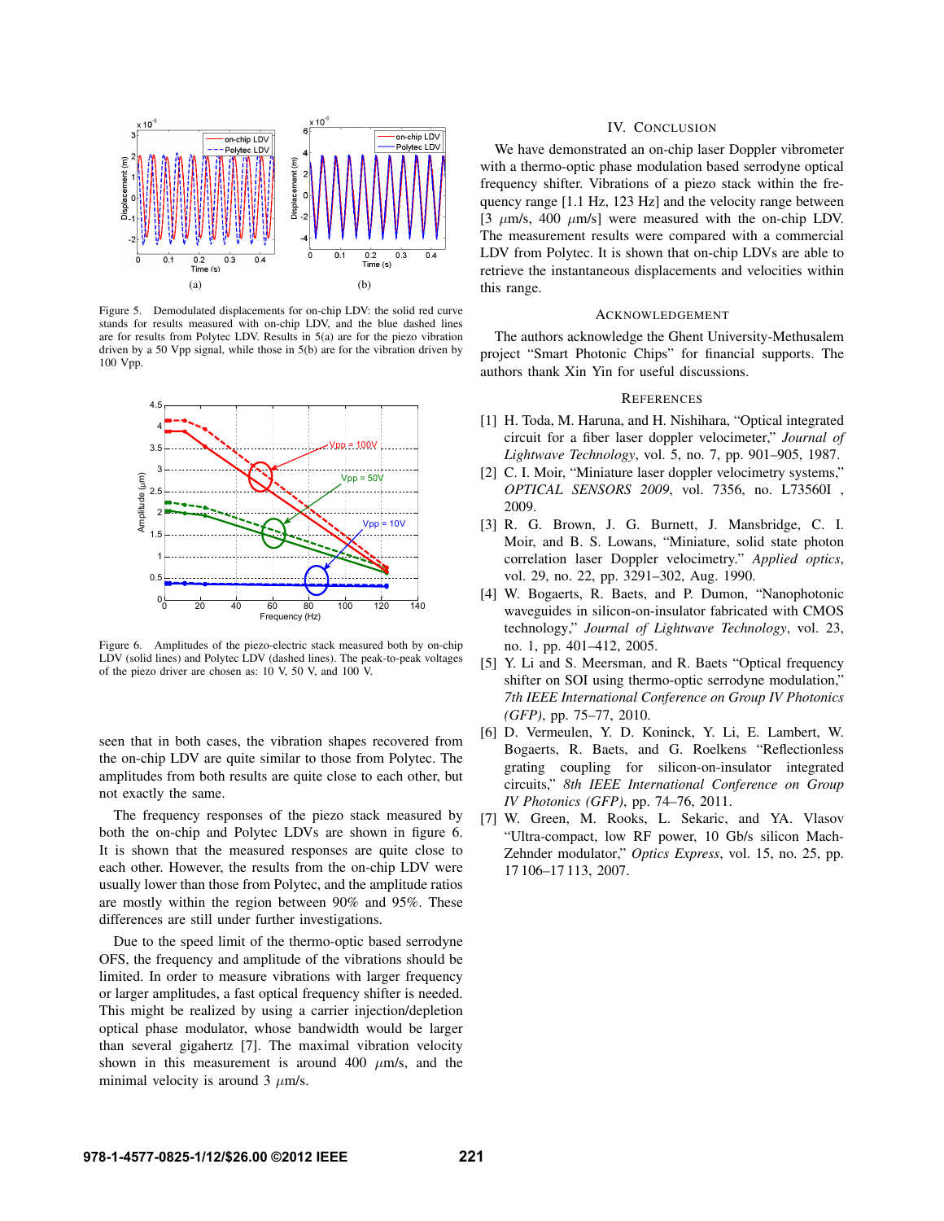x 10⁻⁶

on-chip LDV
Polytec LDV

Displacement (m)

Time (s)

(a)

x 10⁻⁶

on-chip LDV
Polytec LDV

Displacement (m)

Time (s)

(b)

Figure 5. Demodulated displacements for on-chip LDV: the solid red curve stands for results measured with on-chip LDV, and the blue dashed lines are for results from Polytec LDV. Results in 5(a) are for the piezo vibration driven by a 50 Vpp signal, while those in 5(b) are for the vibration driven by 100 Vpp.

Vpp = 100V
Vpp = 50V
Vpp = 10V

Amplitude (μm)

Frequency (Hz)

Figure 6. Amplitudes of the piezo-electric stack measured both by on-chip LDV (solid lines) and Polytec LDV (dashed lines). The peak-to-peak voltages of the piezo driver are chosen as: 10 V, 50 V, and 100 V.

seen that in both cases, the vibration shapes recovered from the on-chip LDV are quite similar to those from Polytec. The amplitudes from both results are quite close to each other, but not exactly the same.

The frequency responses of the piezo stack measured by both the on-chip and Polytec LDVs are shown in figure 6. It is shown that the measured responses are quite close to each other. However, the results from the on-chip LDV were usually lower than those from Polytec, and the amplitude ratios are mostly within the region between 90% and 95%. These differences are still under further investigations.

Due to the speed limit of the thermo-optic based serrodyne OFS, the frequency and amplitude of the vibrations should be limited. In order to measure vibrations with larger frequency or larger amplitudes, a fast optical frequency shifter is needed. This might be realized by using a carrier injection/depletion optical phase modulator, whose bandwidth would be larger than several gigahertz [7]. The maximal vibration velocity shown in this measurement is around 400 $\mu$m/s, and the minimal velocity is around 3 $\mu$m/s.

## IV. Conclusion

We have demonstrated an on-chip laser Doppler vibrometer with a thermo-optic phase modulation based serrodyne optical frequency shifter. Vibrations of a piezo stack within the frequency range [1.1 Hz, 123 Hz] and the velocity range between [3 $\mu$m/s, 400 $\mu$m/s] were measured with the on-chip LDV. The measurement results were compared with a commercial LDV from Polytec. It is shown that on-chip LDVs are able to retrieve the instantaneous displacements and velocities within this range.

## Acknowledgement

The authors acknowledge the Ghent University-Methusalem project "Smart Photonic Chips" for financial supports. The authors thank Xin Yin for useful discussions.

## References

[1] H. Toda, M. Haruna, and H. Nishihara, "Optical integrated circuit for a fiber laser doppler velocimeter," *Journal of Lightwave Technology*, vol. 5, no. 7, pp. 901–905, 1987.

[2] C. I. Moir, "Miniature laser doppler velocimetry systems," *OPTICAL SENSORS 2009*, vol. 7356, no. L73560I , 2009.

[3] R. G. Brown, J. G. Burnett, J. Mansbridge, C. I. Moir, and B. S. Lowans, "Miniature, solid state photon correlation laser Doppler velocimetry." *Applied optics*, vol. 29, no. 22, pp. 3291–302, Aug. 1990.

[4] W. Bogaerts, R. Baets, and P. Dumon, "Nanophotonic waveguides in silicon-on-insulator fabricated with CMOS technology," *Journal of Lightwave Technology*, vol. 23, no. 1, pp. 401–412, 2005.

[5] Y. Li and S. Meersman, and R. Baets "Optical frequency shifter on SOI using thermo-optic serrodyne modulation," *7th IEEE International Conference on Group IV Photonics (GFP)*, pp. 75–77, 2010.

[6] D. Vermeulen, Y. D. Koninck, Y. Li, E. Lambert, W. Bogaerts, R. Baets, and G. Roelkens "Reflectionless grating coupling for silicon-on-insulator integrated circuits," *8th IEEE International Conference on Group IV Photonics (GFP)*, pp. 74–76, 2011.

[7] W. Green, M. Rooks, L. Sekaric, and YA. Vlasov "Ultra-compact, low RF power, 10 Gb/s silicon Mach-Zehnder modulator," *Optics Express*, vol. 15, no. 25, pp. 17 106–17 113, 2007.